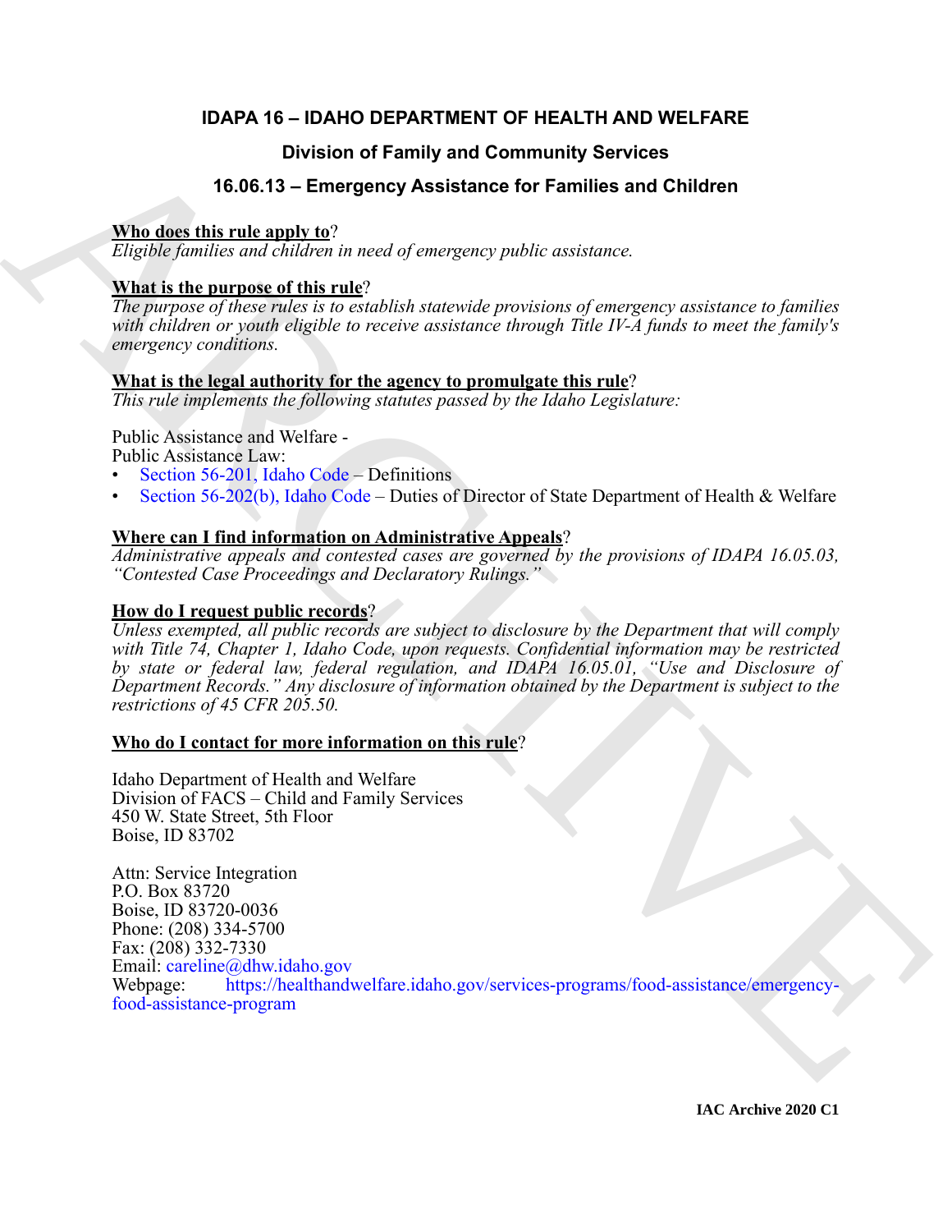# IDAPA 16 – IDAHO DEPARTMENT OF HEALTH AND WELFARE

## Division of Family and Community Services

## 16.06.13 – Emergency Assistance for Families and Children

**Who does this rule apply to**?
*Eligible families and children in need of emergency public assistance.*

**What is the purpose of this rule**?
*The purpose of these rules is to establish statewide provisions of emergency assistance to families with children or youth eligible to receive assistance through Title IV-A funds to meet the family's emergency conditions.*

**What is the legal authority for the agency to promulgate this rule**?
*This rule implements the following statutes passed by the Idaho Legislature:*

Public Assistance and Welfare -
Public Assistance Law:

- Section 56-201, Idaho Code – Definitions
- Section 56-202(b), Idaho Code – Duties of Director of State Department of Health & Welfare

**Where can I find information on Administrative Appeals**?
*Administrative appeals and contested cases are governed by the provisions of IDAPA 16.05.03, "Contested Case Proceedings and Declaratory Rulings."*

**How do I request public records**?
*Unless exempted, all public records are subject to disclosure by the Department that will comply with Title 74, Chapter 1, Idaho Code, upon requests. Confidential information may be restricted by state or federal law, federal regulation, and IDAPA 16.05.01, "Use and Disclosure of Department Records." Any disclosure of information obtained by the Department is subject to the restrictions of 45 CFR 205.50.*

**Who do I contact for more information on this rule**?

Idaho Department of Health and Welfare
Division of FACS – Child and Family Services
450 W. State Street, 5th Floor
Boise, ID 83702

Attn: Service Integration
P.O. Box 83720
Boise, ID 83720-0036
Phone: (208) 334-5700
Fax: (208) 332-7330
Email: careline@dhw.idaho.gov
Webpage: https://healthandwelfare.idaho.gov/services-programs/food-assistance/emergency-food-assistance-program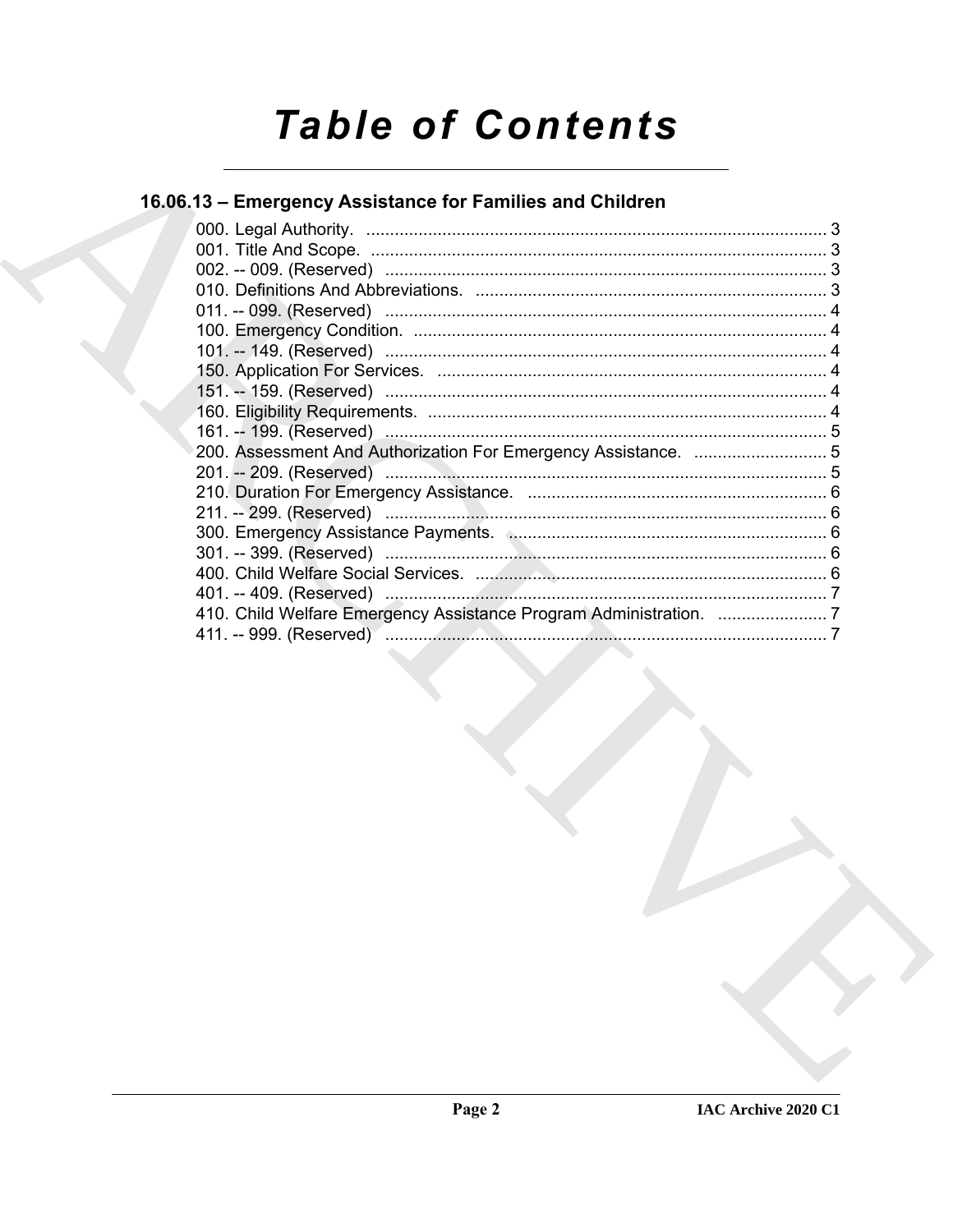# Table of Contents

## 16.06.13 – Emergency Assistance for Families and Children

000. Legal Authority. ................................................................................................ 3
001. Title And Scope. ................................................................................................ 3
002. -- 009. (Reserved) ............................................................................................. 3
010. Definitions And Abbreviations. .......................................................................... 3
011. -- 099. (Reserved) ............................................................................................. 4
100. Emergency Condition. ....................................................................................... 4
101. -- 149. (Reserved) ............................................................................................. 4
150. Application For Services. .................................................................................. 4
151. -- 159. (Reserved) ............................................................................................. 4
160. Eligibility Requirements. .................................................................................... 4
161. -- 199. (Reserved) ............................................................................................. 5
200. Assessment And Authorization For Emergency Assistance. ............................ 5
201. -- 209. (Reserved) ............................................................................................. 5
210. Duration For Emergency Assistance. ............................................................... 6
211. -- 299. (Reserved) ............................................................................................. 6
300. Emergency Assistance Payments. ................................................................... 6
301. -- 399. (Reserved) ............................................................................................. 6
400. Child Welfare Social Services. .......................................................................... 6
401. -- 409. (Reserved) ............................................................................................. 7
410. Child Welfare Emergency Assistance Program Administration. ....................... 7
411. -- 999. (Reserved) ............................................................................................. 7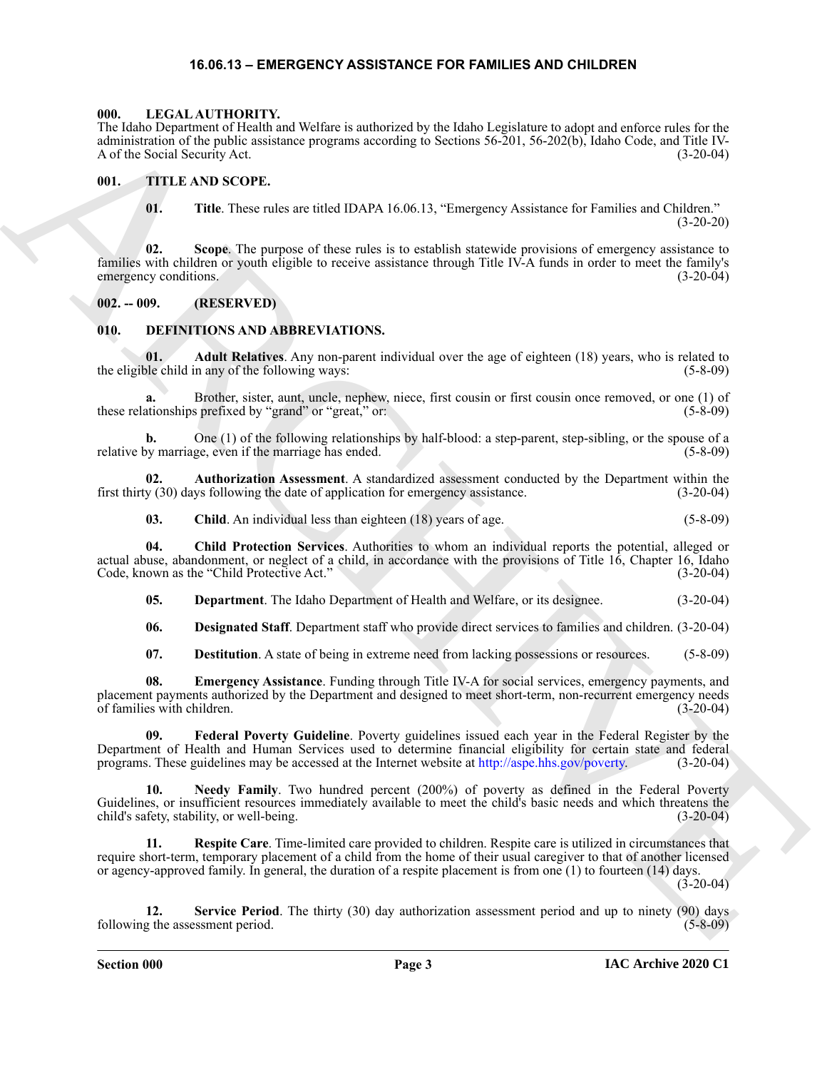# 16.06.13 – EMERGENCY ASSISTANCE FOR FAMILIES AND CHILDREN

## 000. LEGAL AUTHORITY.

The Idaho Department of Health and Welfare is authorized by the Idaho Legislature to adopt and enforce rules for the administration of the public assistance programs according to Sections 56-201, 56-202(b), Idaho Code, and Title IV-A of the Social Security Act. (3-20-04)

## 001. TITLE AND SCOPE.

**01. Title**. These rules are titled IDAPA 16.06.13, "Emergency Assistance for Families and Children." (3-20-20)

**02. Scope**. The purpose of these rules is to establish statewide provisions of emergency assistance to families with children or youth eligible to receive assistance through Title IV-A funds in order to meet the family's emergency conditions. (3-20-04)

## 002. -- 009. (RESERVED)

## 010. DEFINITIONS AND ABBREVIATIONS.

**01. Adult Relatives**. Any non-parent individual over the age of eighteen (18) years, who is related to the eligible child in any of the following ways: (5-8-09)

**a.** Brother, sister, aunt, uncle, nephew, niece, first cousin or first cousin once removed, or one (1) of these relationships prefixed by "grand" or "great," or: (5-8-09)

**b.** One (1) of the following relationships by half-blood: a step-parent, step-sibling, or the spouse of a relative by marriage, even if the marriage has ended. (5-8-09)

**02. Authorization Assessment**. A standardized assessment conducted by the Department within the first thirty (30) days following the date of application for emergency assistance. (3-20-04)

**03. Child**. An individual less than eighteen (18) years of age. (5-8-09)

**04. Child Protection Services**. Authorities to whom an individual reports the potential, alleged or actual abuse, abandonment, or neglect of a child, in accordance with the provisions of Title 16, Chapter 16, Idaho Code, known as the "Child Protective Act." (3-20-04)

**05. Department**. The Idaho Department of Health and Welfare, or its designee. (3-20-04)

**06. Designated Staff**. Department staff who provide direct services to families and children. (3-20-04)

**07. Destitution**. A state of being in extreme need from lacking possessions or resources. (5-8-09)

**08. Emergency Assistance**. Funding through Title IV-A for social services, emergency payments, and placement payments authorized by the Department and designed to meet short-term, non-recurrent emergency needs of families with children. (3-20-04)

**09. Federal Poverty Guideline**. Poverty guidelines issued each year in the Federal Register by the Department of Health and Human Services used to determine financial eligibility for certain state and federal programs. These guidelines may be accessed at the Internet website at http://aspe.hhs.gov/poverty. (3-20-04)

**10. Needy Family**. Two hundred percent (200%) of poverty as defined in the Federal Poverty Guidelines, or insufficient resources immediately available to meet the child's basic needs and which threatens the child's safety, stability, or well-being. (3-20-04)

**11. Respite Care**. Time-limited care provided to children. Respite care is utilized in circumstances that require short-term, temporary placement of a child from the home of their usual caregiver to that of another licensed or agency-approved family. In general, the duration of a respite placement is from one (1) to fourteen (14) days. (3-20-04)

**12. Service Period**. The thirty (30) day authorization assessment period and up to ninety (90) days following the assessment period. (5-8-09)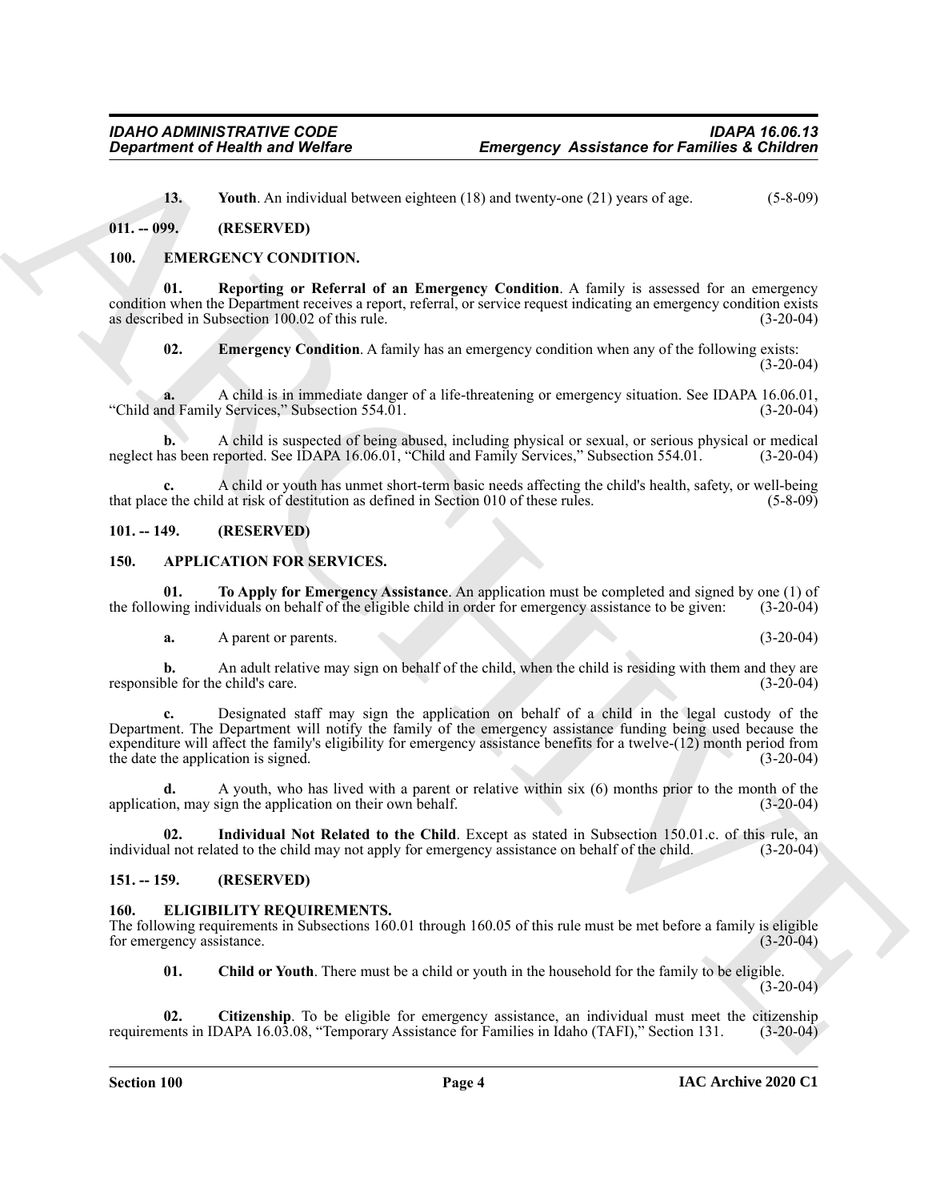**13. Youth**. An individual between eighteen (18) and twenty-one (21) years of age. (5-8-09)

## 011. -- 099. (RESERVED)

## 100. EMERGENCY CONDITION.

**01. Reporting or Referral of an Emergency Condition**. A family is assessed for an emergency condition when the Department receives a report, referral, or service request indicating an emergency condition exists as described in Subsection 100.02 of this rule. (3-20-04)

**02. Emergency Condition**. A family has an emergency condition when any of the following exists: (3-20-04)

**a.** A child is in immediate danger of a life-threatening or emergency situation. See IDAPA 16.06.01, "Child and Family Services," Subsection 554.01. (3-20-04)

**b.** A child is suspected of being abused, including physical or sexual, or serious physical or medical neglect has been reported. See IDAPA 16.06.01, "Child and Family Services," Subsection 554.01. (3-20-04)

**c.** A child or youth has unmet short-term basic needs affecting the child's health, safety, or well-being that place the child at risk of destitution as defined in Section 010 of these rules. (5-8-09)

## 101. -- 149. (RESERVED)

## 150. APPLICATION FOR SERVICES.

**01. To Apply for Emergency Assistance**. An application must be completed and signed by one (1) of the following individuals on behalf of the eligible child in order for emergency assistance to be given: (3-20-04)

**a.** A parent or parents. (3-20-04)

**b.** An adult relative may sign on behalf of the child, when the child is residing with them and they are responsible for the child's care. (3-20-04)

**c.** Designated staff may sign the application on behalf of a child in the legal custody of the Department. The Department will notify the family of the emergency assistance funding being used because the expenditure will affect the family's eligibility for emergency assistance benefits for a twelve-(12) month period from the date the application is signed. (3-20-04)

**d.** A youth, who has lived with a parent or relative within six (6) months prior to the month of the application, may sign the application on their own behalf. (3-20-04)

**02. Individual Not Related to the Child**. Except as stated in Subsection 150.01.c. of this rule, an individual not related to the child may not apply for emergency assistance on behalf of the child. (3-20-04)

## 151. -- 159. (RESERVED)

## 160. ELIGIBILITY REQUIREMENTS.

The following requirements in Subsections 160.01 through 160.05 of this rule must be met before a family is eligible for emergency assistance. (3-20-04)

**01. Child or Youth**. There must be a child or youth in the household for the family to be eligible. (3-20-04)

**02. Citizenship**. To be eligible for emergency assistance, an individual must meet the citizenship requirements in IDAPA 16.03.08, "Temporary Assistance for Families in Idaho (TAFI)," Section 131. (3-20-04)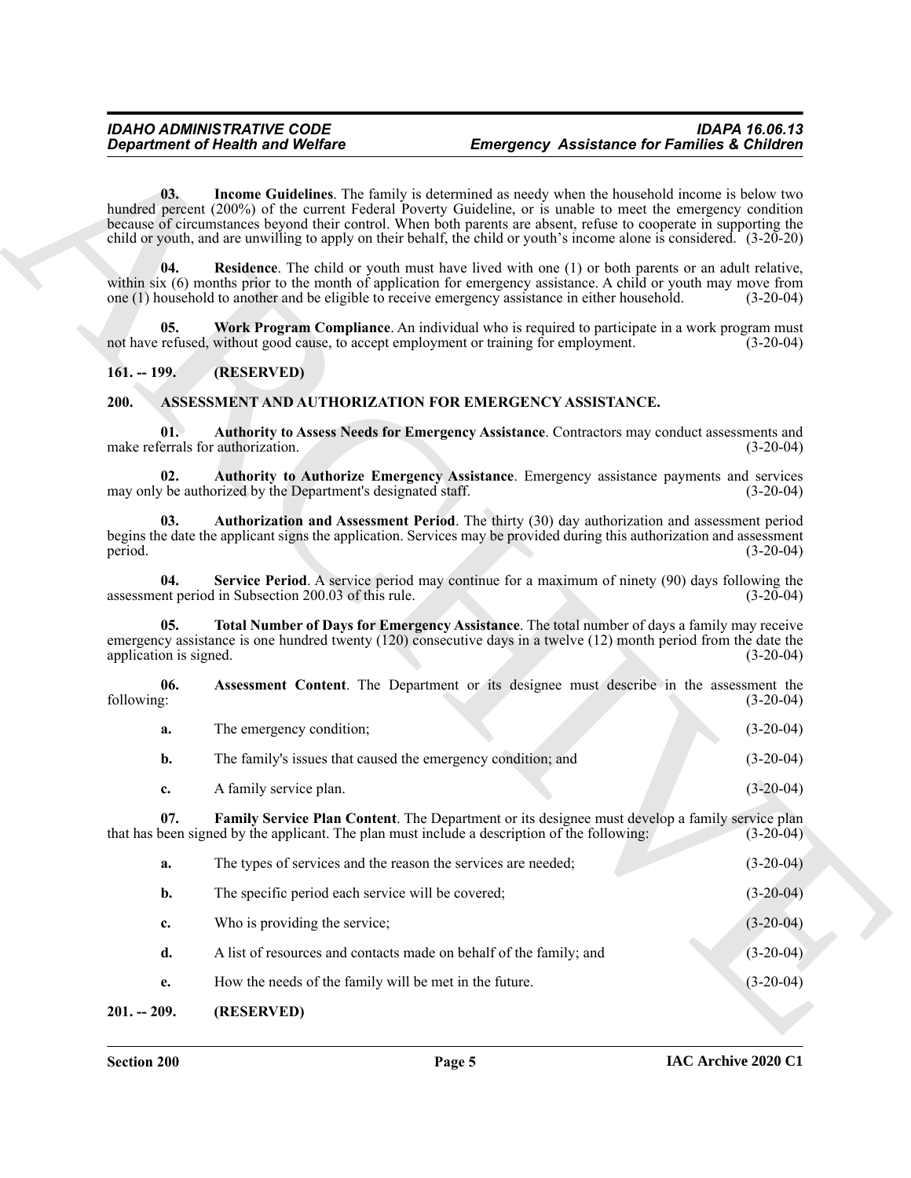**03. Income Guidelines**. The family is determined as needy when the household income is below two hundred percent (200%) of the current Federal Poverty Guideline, or is unable to meet the emergency condition because of circumstances beyond their control. When both parents are absent, refuse to cooperate in supporting the child or youth, and are unwilling to apply on their behalf, the child or youth's income alone is considered. (3-20-20)

**04. Residence**. The child or youth must have lived with one (1) or both parents or an adult relative, within six (6) months prior to the month of application for emergency assistance. A child or youth may move from one (1) household to another and be eligible to receive emergency assistance in either household. (3-20-04)

**05. Work Program Compliance**. An individual who is required to participate in a work program must not have refused, without good cause, to accept employment or training for employment. (3-20-04)

## 161. -- 199. (RESERVED)

## 200. ASSESSMENT AND AUTHORIZATION FOR EMERGENCY ASSISTANCE.

**01. Authority to Assess Needs for Emergency Assistance**. Contractors may conduct assessments and make referrals for authorization. (3-20-04)

**02. Authority to Authorize Emergency Assistance**. Emergency assistance payments and services may only be authorized by the Department's designated staff. (3-20-04)

**03. Authorization and Assessment Period**. The thirty (30) day authorization and assessment period begins the date the applicant signs the application. Services may be provided during this authorization and assessment period. (3-20-04)

**04. Service Period**. A service period may continue for a maximum of ninety (90) days following the assessment period in Subsection 200.03 of this rule. (3-20-04)

**05. Total Number of Days for Emergency Assistance**. The total number of days a family may receive emergency assistance is one hundred twenty (120) consecutive days in a twelve (12) month period from the date the application is signed. (3-20-04)

**06. Assessment Content**. The Department or its designee must describe in the assessment the following: (3-20-04)

**a.** The emergency condition; (3-20-04)

**b.** The family's issues that caused the emergency condition; and (3-20-04)

**c.** A family service plan. (3-20-04)

**07. Family Service Plan Content**. The Department or its designee must develop a family service plan that has been signed by the applicant. The plan must include a description of the following: (3-20-04)

**a.** The types of services and the reason the services are needed; (3-20-04)

**b.** The specific period each service will be covered; (3-20-04)

**c.** Who is providing the service; (3-20-04)

**d.** A list of resources and contacts made on behalf of the family; and (3-20-04)

**e.** How the needs of the family will be met in the future. (3-20-04)

## 201. -- 209. (RESERVED)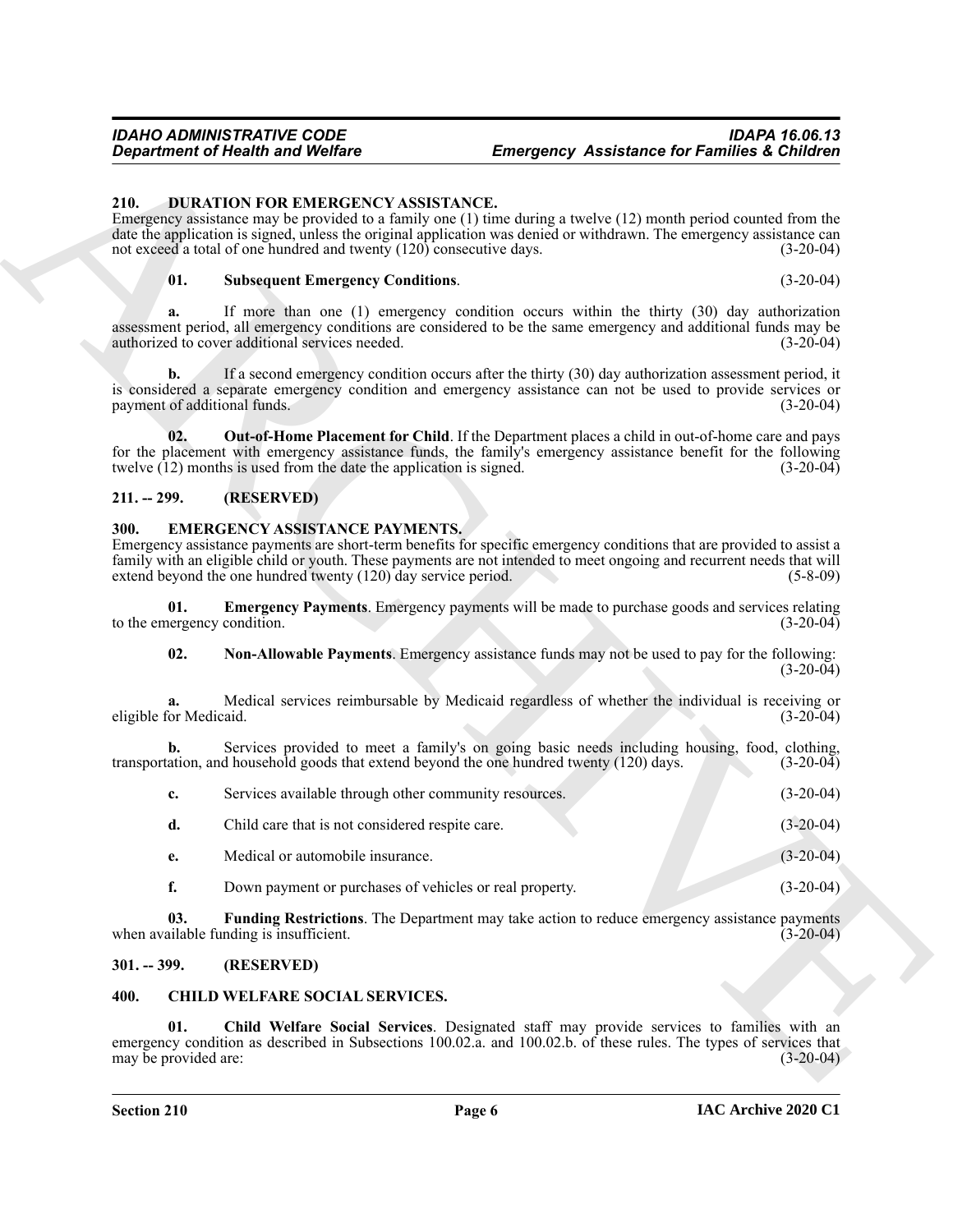## 210. DURATION FOR EMERGENCY ASSISTANCE.

Emergency assistance may be provided to a family one (1) time during a twelve (12) month period counted from the date the application is signed, unless the original application was denied or withdrawn. The emergency assistance can not exceed a total of one hundred and twenty (120) consecutive days. (3-20-04)

**01. Subsequent Emergency Conditions**. (3-20-04)

**a.** If more than one (1) emergency condition occurs within the thirty (30) day authorization assessment period, all emergency conditions are considered to be the same emergency and additional funds may be authorized to cover additional services needed. (3-20-04)

**b.** If a second emergency condition occurs after the thirty (30) day authorization assessment period, it is considered a separate emergency condition and emergency assistance can not be used to provide services or payment of additional funds. (3-20-04)

**02. Out-of-Home Placement for Child**. If the Department places a child in out-of-home care and pays for the placement with emergency assistance funds, the family's emergency assistance benefit for the following twelve (12) months is used from the date the application is signed. (3-20-04)

## 211. -- 299. (RESERVED)

## 300. EMERGENCY ASSISTANCE PAYMENTS.

Emergency assistance payments are short-term benefits for specific emergency conditions that are provided to assist a family with an eligible child or youth. These payments are not intended to meet ongoing and recurrent needs that will extend beyond the one hundred twenty (120) day service period. (5-8-09)

**01. Emergency Payments**. Emergency payments will be made to purchase goods and services relating to the emergency condition. (3-20-04)

**02. Non-Allowable Payments**. Emergency assistance funds may not be used to pay for the following: (3-20-04)

**a.** Medical services reimbursable by Medicaid regardless of whether the individual is receiving or eligible for Medicaid. (3-20-04)

**b.** Services provided to meet a family's on going basic needs including housing, food, clothing, transportation, and household goods that extend beyond the one hundred twenty (120) days. (3-20-04)

**c.** Services available through other community resources. (3-20-04)

**d.** Child care that is not considered respite care. (3-20-04)

**e.** Medical or automobile insurance. (3-20-04)

**f.** Down payment or purchases of vehicles or real property. (3-20-04)

**03. Funding Restrictions**. The Department may take action to reduce emergency assistance payments when available funding is insufficient. (3-20-04)

## 301. -- 399. (RESERVED)

## 400. CHILD WELFARE SOCIAL SERVICES.

**01. Child Welfare Social Services**. Designated staff may provide services to families with an emergency condition as described in Subsections 100.02.a. and 100.02.b. of these rules. The types of services that may be provided are: (3-20-04)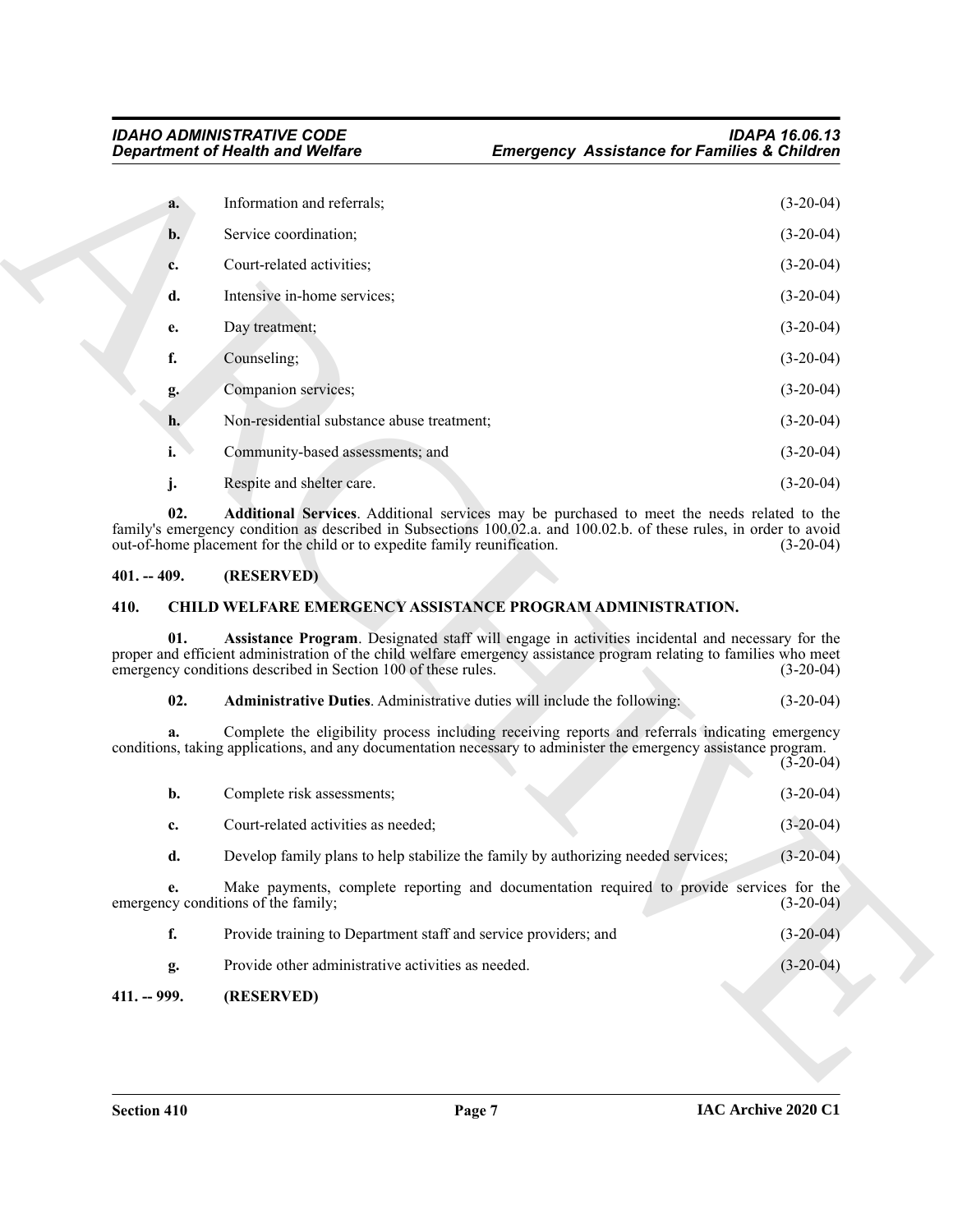**a.** Information and referrals; (3-20-04)

**b.** Service coordination; (3-20-04)

**c.** Court-related activities; (3-20-04)

**d.** Intensive in-home services; (3-20-04)

**e.** Day treatment; (3-20-04)

**f.** Counseling; (3-20-04)

**g.** Companion services; (3-20-04)

**h.** Non-residential substance abuse treatment; (3-20-04)

**i.** Community-based assessments; and (3-20-04)

**j.** Respite and shelter care. (3-20-04)

**02. Additional Services**. Additional services may be purchased to meet the needs related to the family's emergency condition as described in Subsections 100.02.a. and 100.02.b. of these rules, in order to avoid out-of-home placement for the child or to expedite family reunification. (3-20-04)

### 401. -- 409. (RESERVED)

### 410. CHILD WELFARE EMERGENCY ASSISTANCE PROGRAM ADMINISTRATION.

**01. Assistance Program**. Designated staff will engage in activities incidental and necessary for the proper and efficient administration of the child welfare emergency assistance program relating to families who meet emergency conditions described in Section 100 of these rules. (3-20-04)

**02. Administrative Duties**. Administrative duties will include the following: (3-20-04)

**a.** Complete the eligibility process including receiving reports and referrals indicating emergency conditions, taking applications, and any documentation necessary to administer the emergency assistance program. (3-20-04)

**b.** Complete risk assessments; (3-20-04)

**c.** Court-related activities as needed; (3-20-04)

**d.** Develop family plans to help stabilize the family by authorizing needed services; (3-20-04)

**e.** Make payments, complete reporting and documentation required to provide services for the emergency conditions of the family; (3-20-04)

**f.** Provide training to Department staff and service providers; and (3-20-04)

**g.** Provide other administrative activities as needed. (3-20-04)

### 411. -- 999. (RESERVED)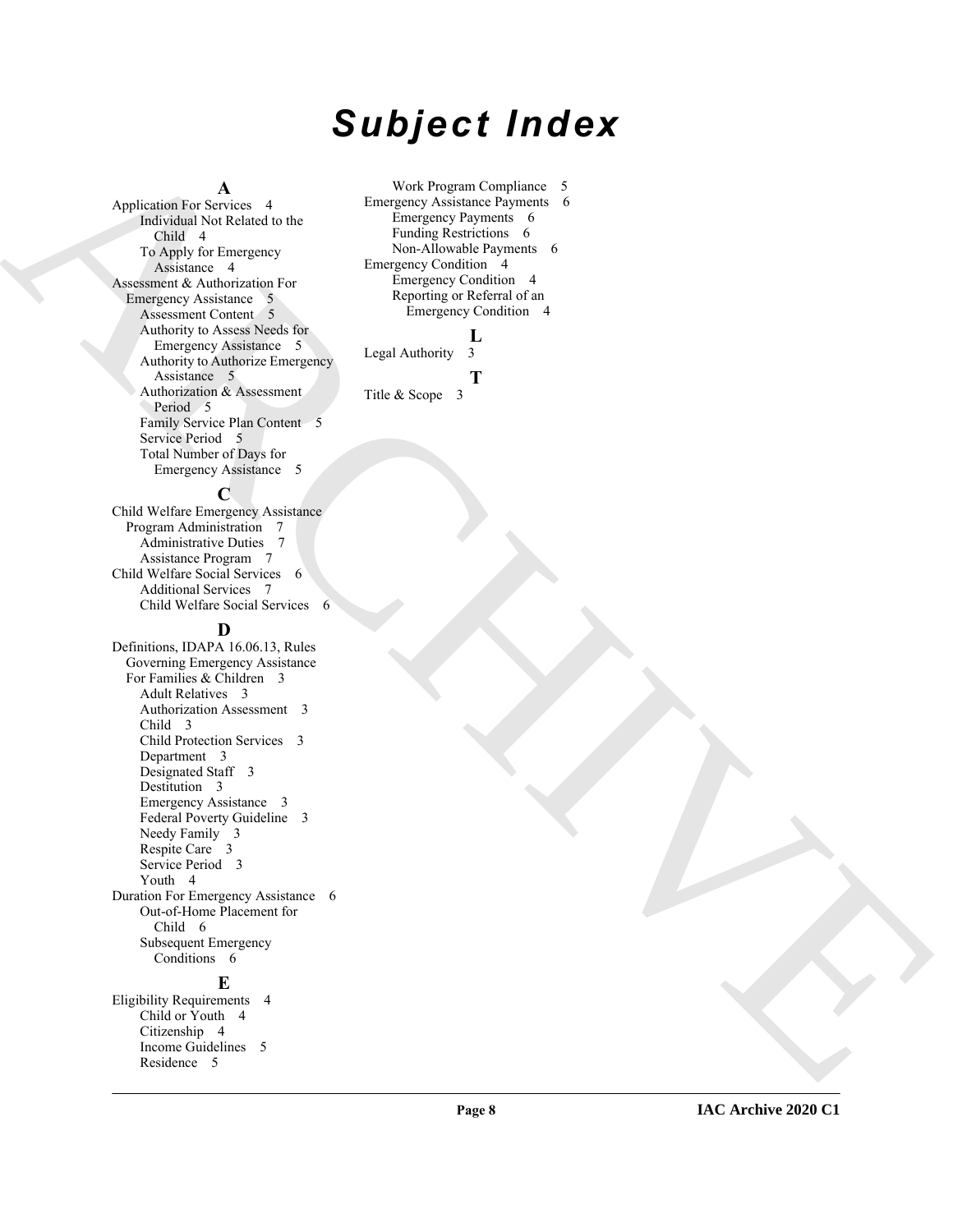# Subject Index

**A**

Application For Services 4
- Individual Not Related to the Child 4
- To Apply for Emergency Assistance 4

Assessment & Authorization For Emergency Assistance 5
- Assessment Content 5
- Authority to Assess Needs for Emergency Assistance 5
- Authority to Authorize Emergency Assistance 5
- Authorization & Assessment Period 5
- Family Service Plan Content 5
- Service Period 5
- Total Number of Days for Emergency Assistance 5

**C**

Child Welfare Emergency Assistance Program Administration 7
- Administrative Duties 7
- Assistance Program 7

Child Welfare Social Services 6
- Additional Services 7
- Child Welfare Social Services 6

**D**

Definitions, IDAPA 16.06.13, Rules Governing Emergency Assistance For Families & Children 3
- Adult Relatives 3
- Authorization Assessment 3
- Child 3
- Child Protection Services 3
- Department 3
- Designated Staff 3
- Destitution 3
- Emergency Assistance 3
- Federal Poverty Guideline 3
- Needy Family 3
- Respite Care 3
- Service Period 3
- Youth 4

Duration For Emergency Assistance 6
- Out-of-Home Placement for Child 6
- Subsequent Emergency Conditions 6

**E**

Eligibility Requirements 4
- Child or Youth 4
- Citizenship 4
- Income Guidelines 5
- Residence 5
- Work Program Compliance 5

Emergency Assistance Payments 6
- Emergency Payments 6
- Funding Restrictions 6
- Non-Allowable Payments 6

Emergency Condition 4
- Emergency Condition 4
- Reporting or Referral of an Emergency Condition 4

**L**

Legal Authority 3

**T**

Title & Scope 3